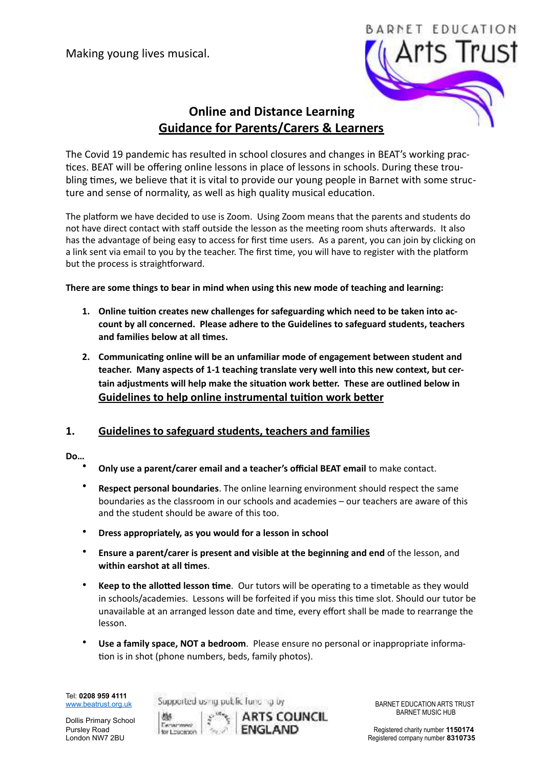Making young lives musical.

BARNET EDUCATION Arts Trust

# Online and Distance Learning
## Guidance for Parents/Carers & Learners

The Covid 19 pandemic has resulted in school closures and changes in BEAT's working practices. BEAT will be offering online lessons in place of lessons in schools. During these troubling times, we believe that it is vital to provide our young people in Barnet with some structure and sense of normality, as well as high quality musical education.

The platform we have decided to use is Zoom. Using Zoom means that the parents and students do not have direct contact with staff outside the lesson as the meeting room shuts afterwards. It also has the advantage of being easy to access for first time users. As a parent, you can join by clicking on a link sent via email to you by the teacher. The first time, you will have to register with the platform but the process is straightforward.

**There are some things to bear in mind when using this new mode of teaching and learning:**

1. **Online tuition creates new challenges for safeguarding which need to be taken into account by all concerned. Please adhere to the Guidelines to safeguard students, teachers and families below at all times.**
2. **Communicating online will be an unfamiliar mode of engagement between student and teacher. Many aspects of 1-1 teaching translate very well into this new context, but certain adjustments will help make the situation work better. These are outlined below in** **Guidelines to help online instrumental tuition work better**

## 1. Guidelines to safeguard students, teachers and families

**Do…**

- **Only use a parent/carer email and a teacher's official BEAT email** to make contact.
- **Respect personal boundaries**. The online learning environment should respect the same boundaries as the classroom in our schools and academies – our teachers are aware of this and the student should be aware of this too.
- **Dress appropriately, as you would for a lesson in school**
- **Ensure a parent/carer is present and visible at the beginning and end** of the lesson, and **within earshot at all times**.
- **Keep to the allotted lesson time**. Our tutors will be operating to a timetable as they would in schools/academies. Lessons will be forfeited if you miss this time slot. Should our tutor be unavailable at an arranged lesson date and time, every effort shall be made to rearrange the lesson.
- **Use a family space, NOT a bedroom**. Please ensure no personal or inappropriate information is in shot (phone numbers, beds, family photos).

Tel: **0208 959 4111**
www.beatrust.org.uk

Dollis Primary School
Pursley Road
London NW7 2BU

Supported using public funding by Department for Education | ARTS COUNCIL ENGLAND

BARNET EDUCATION ARTS TRUST
BARNET MUSIC HUB

Registered charity number **1150174**
Registered company number **8310735**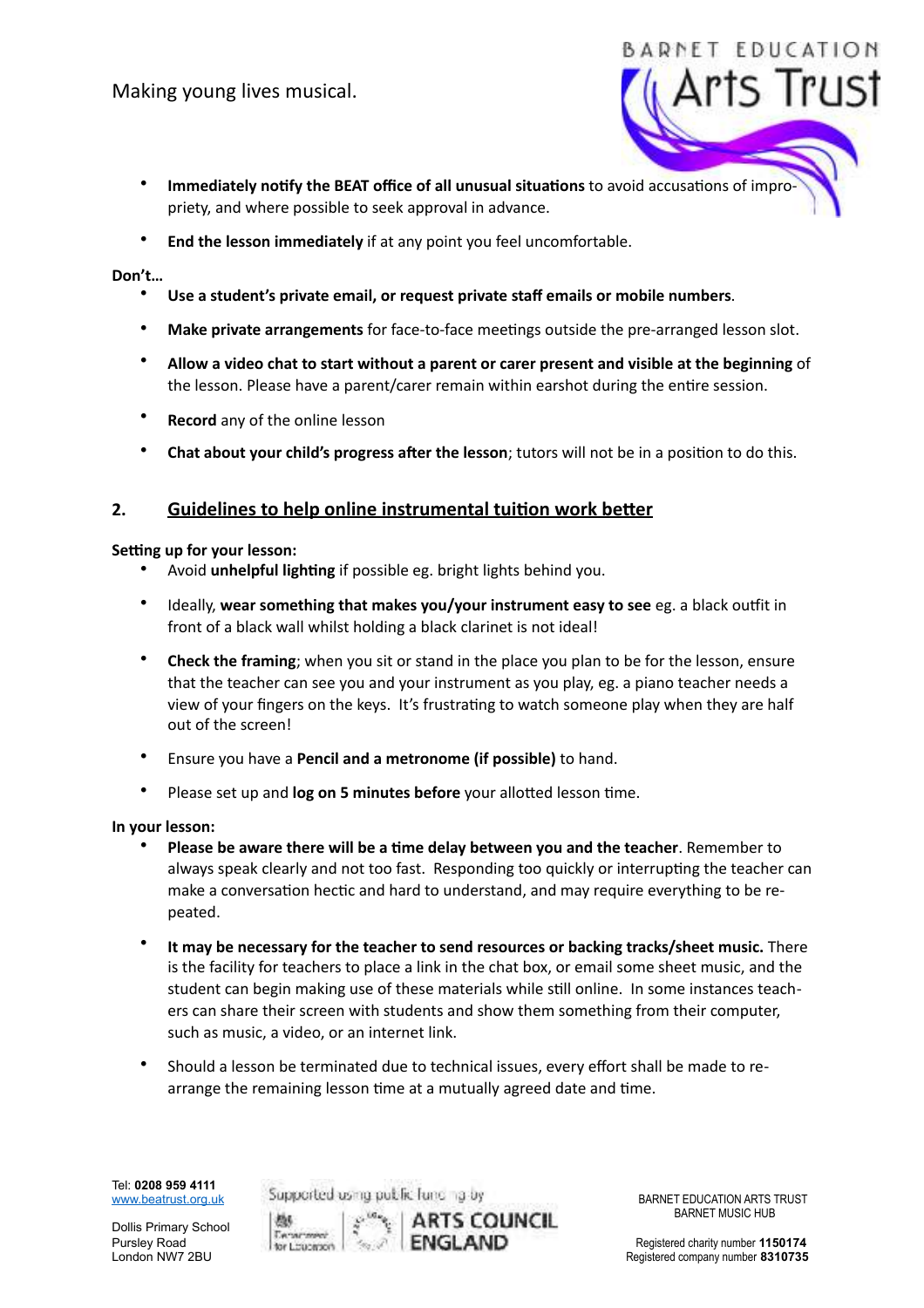- **Immediately notify the BEAT office of all unusual situations** to avoid accusations of impropriety, and where possible to seek approval in advance.
- **End the lesson immediately** if at any point you feel uncomfortable.

**Don't…**

- **Use a student's private email, or request private staff emails or mobile numbers**.
- **Make private arrangements** for face-to-face meetings outside the pre-arranged lesson slot.
- **Allow a video chat to start without a parent or carer present and visible at the beginning** of the lesson. Please have a parent/carer remain within earshot during the entire session.
- **Record** any of the online lesson
- **Chat about your child's progress after the lesson**; tutors will not be in a position to do this.

## 2. Guidelines to help online instrumental tuition work better

**Setting up for your lesson:**

- Avoid **unhelpful lighting** if possible eg. bright lights behind you.
- Ideally, **wear something that makes you/your instrument easy to see** eg. a black outfit in front of a black wall whilst holding a black clarinet is not ideal!
- **Check the framing**; when you sit or stand in the place you plan to be for the lesson, ensure that the teacher can see you and your instrument as you play, eg. a piano teacher needs a view of your fingers on the keys. It's frustrating to watch someone play when they are half out of the screen!
- Ensure you have a **Pencil and a metronome (if possible)** to hand.
- Please set up and **log on 5 minutes before** your allotted lesson time.

**In your lesson:**

- **Please be aware there will be a time delay between you and the teacher**. Remember to always speak clearly and not too fast. Responding too quickly or interrupting the teacher can make a conversation hectic and hard to understand, and may require everything to be repeated.
- **It may be necessary for the teacher to send resources or backing tracks/sheet music.** There is the facility for teachers to place a link in the chat box, or email some sheet music, and the student can begin making use of these materials while still online. In some instances teachers can share their screen with students and show them something from their computer, such as music, a video, or an internet link.
- Should a lesson be terminated due to technical issues, every effort shall be made to rearrange the remaining lesson time at a mutually agreed date and time.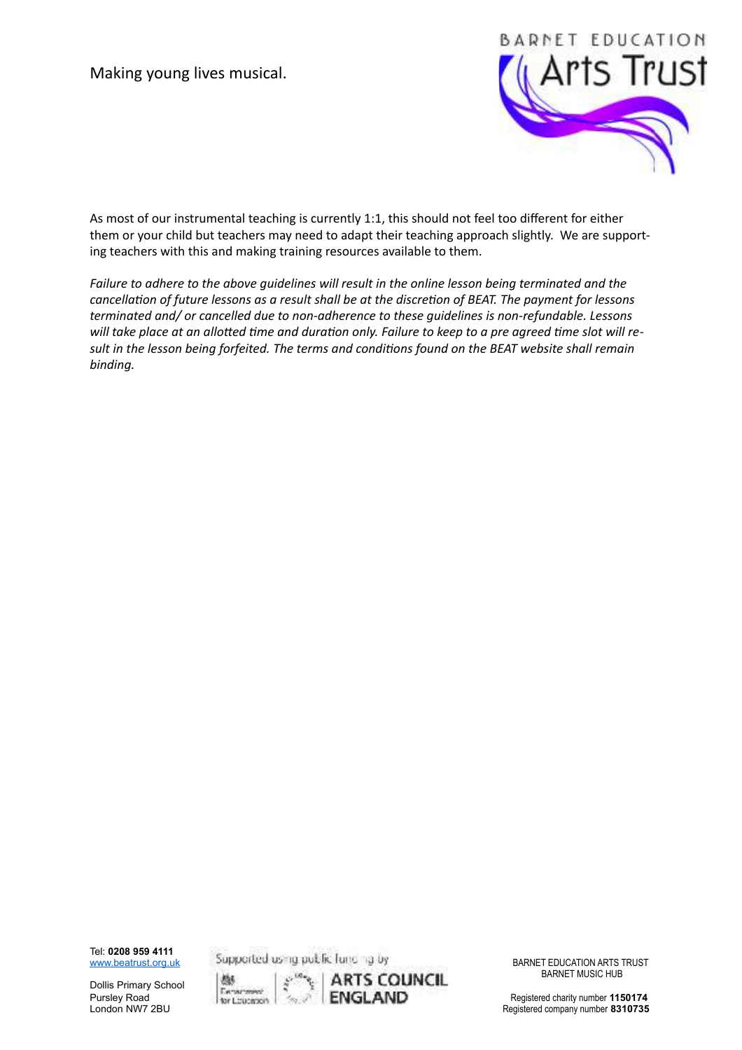Making young lives musical.

As most of our instrumental teaching is currently 1:1, this should not feel too different for either them or your child but teachers may need to adapt their teaching approach slightly. We are supporting teachers with this and making training resources available to them.

*Failure to adhere to the above guidelines will result in the online lesson being terminated and the cancellation of future lessons as a result shall be at the discretion of BEAT. The payment for lessons terminated and/ or cancelled due to non-adherence to these guidelines is non-refundable. Lessons will take place at an allotted time and duration only. Failure to keep to a pre agreed time slot will result in the lesson being forfeited. The terms and conditions found on the BEAT website shall remain binding.*

Tel: **0208 959 4111**
www.beatrust.org.uk

Dollis Primary School
Pursley Road
London NW7 2BU

Supported using public funding by

BARNET EDUCATION ARTS TRUST
BARNET MUSIC HUB

Registered charity number **1150174**
Registered company number **8310735**